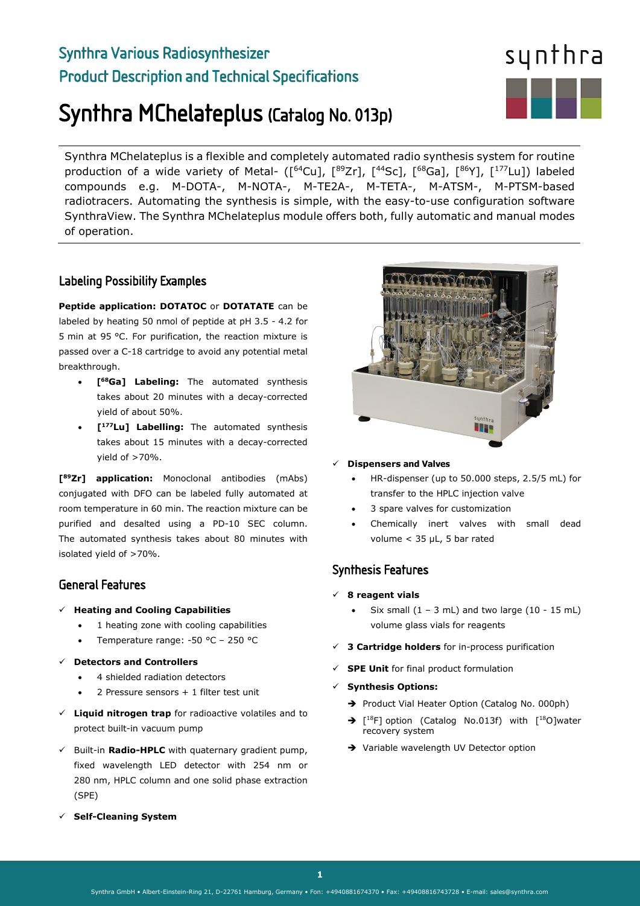## Synthra Various Radiosynthesizer
## Product Description and Technical Specifications

# Synthra MChelateplus (Catalog No. 013p)

Synthra MChelateplus is a flexible and completely automated radio synthesis system for routine production of a wide variety of Metal- ([$^{64}$Cu], [$^{89}$Zr], [$^{44}$Sc], [$^{68}$Ga], [$^{86}$Y], [$^{177}$Lu]) labeled compounds e.g. M-DOTA-, M-NOTA-, M-TE2A-, M-TETA-, M-ATSM-, M-PTSM-based radiotracers. Automating the synthesis is simple, with the easy-to-use configuration software SynthraView. The Synthra MChelateplus module offers both, fully automatic and manual modes of operation.

## Labeling Possibility Examples

**Peptide application: DOTATOC** or **DOTATATE** can be labeled by heating 50 nmol of peptide at pH 3.5 - 4.2 for 5 min at 95 °C. For purification, the reaction mixture is passed over a C-18 cartridge to avoid any potential metal breakthrough.

- **[$^{68}$Ga] Labeling:** The automated synthesis takes about 20 minutes with a decay-corrected yield of about 50%.
- **[$^{177}$Lu] Labelling:** The automated synthesis takes about 15 minutes with a decay-corrected yield of >70%.

**[$^{89}$Zr] application:** Monoclonal antibodies (mAbs) conjugated with DFO can be labeled fully automated at room temperature in 60 min. The reaction mixture can be purified and desalted using a PD-10 SEC column. The automated synthesis takes about 80 minutes with isolated yield of >70%.

## General Features

- ✓ **Heating and Cooling Capabilities**
  - 1 heating zone with cooling capabilities
  - Temperature range: -50 °C – 250 °C
- ✓ **Detectors and Controllers**
  - 4 shielded radiation detectors
  - 2 Pressure sensors + 1 filter test unit
- ✓ **Liquid nitrogen trap** for radioactive volatiles and to protect built-in vacuum pump
- ✓ Built-in **Radio-HPLC** with quaternary gradient pump, fixed wavelength LED detector with 254 nm or 280 nm, HPLC column and one solid phase extraction (SPE)
- ✓ **Self-Cleaning System**
- ✓ **Dispensers and Valves**
  - HR-dispenser (up to 50.000 steps, 2.5/5 mL) for transfer to the HPLC injection valve
  - 3 spare valves for customization
  - Chemically inert valves with small dead volume < 35 µL, 5 bar rated

## Synthesis Features

- ✓ **8 reagent vials**
  - Six small (1 – 3 mL) and two large (10 - 15 mL) volume glass vials for reagents
- ✓ **3 Cartridge holders** for in-process purification
- ✓ **SPE Unit** for final product formulation
- ✓ **Synthesis Options:**
  - ➔ Product Vial Heater Option (Catalog No. 000ph)
  - ➔ [$^{18}$F] option (Catalog No.013f) with [$^{18}$O]water recovery system
  - ➔ Variable wavelength UV Detector option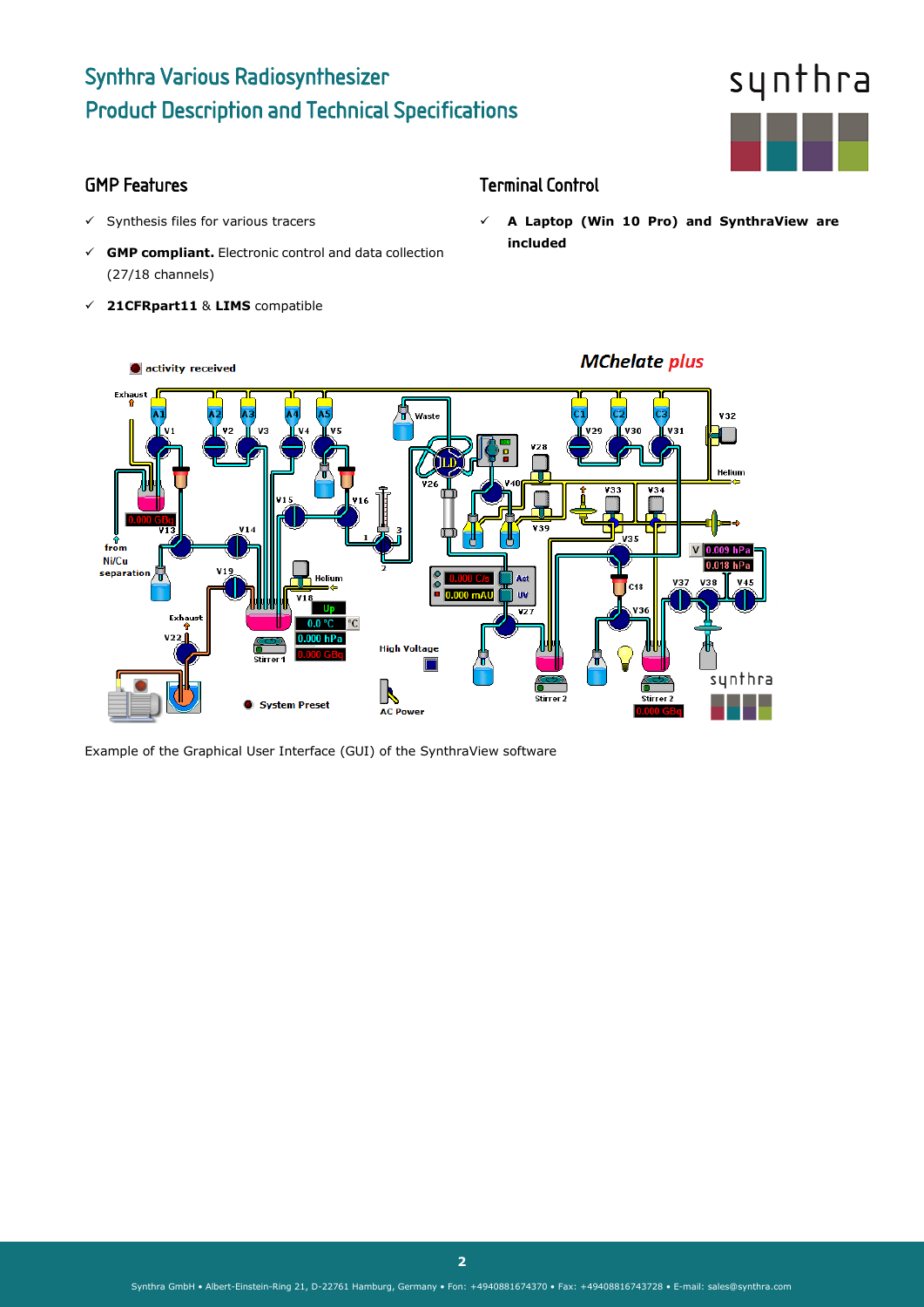# Synthra Various Radiosynthesizer
# Product Description and Technical Specifications

## GMP Features

- ✓ Synthesis files for various tracers
- ✓ **GMP compliant.** Electronic control and data collection (27/18 channels)
- ✓ **21CFRpart11** & **LIMS** compatible

## Terminal Control

- ✓ **A Laptop (Win 10 Pro) and SynthraView are included**

Example of the Graphical User Interface (GUI) of the SynthraView software

Synthra GmbH • Albert-Einstein-Ring 21, D-22761 Hamburg, Germany • Fon: +4940881674370 • Fax: +49408816743728 • E-mail: sales@synthra.com